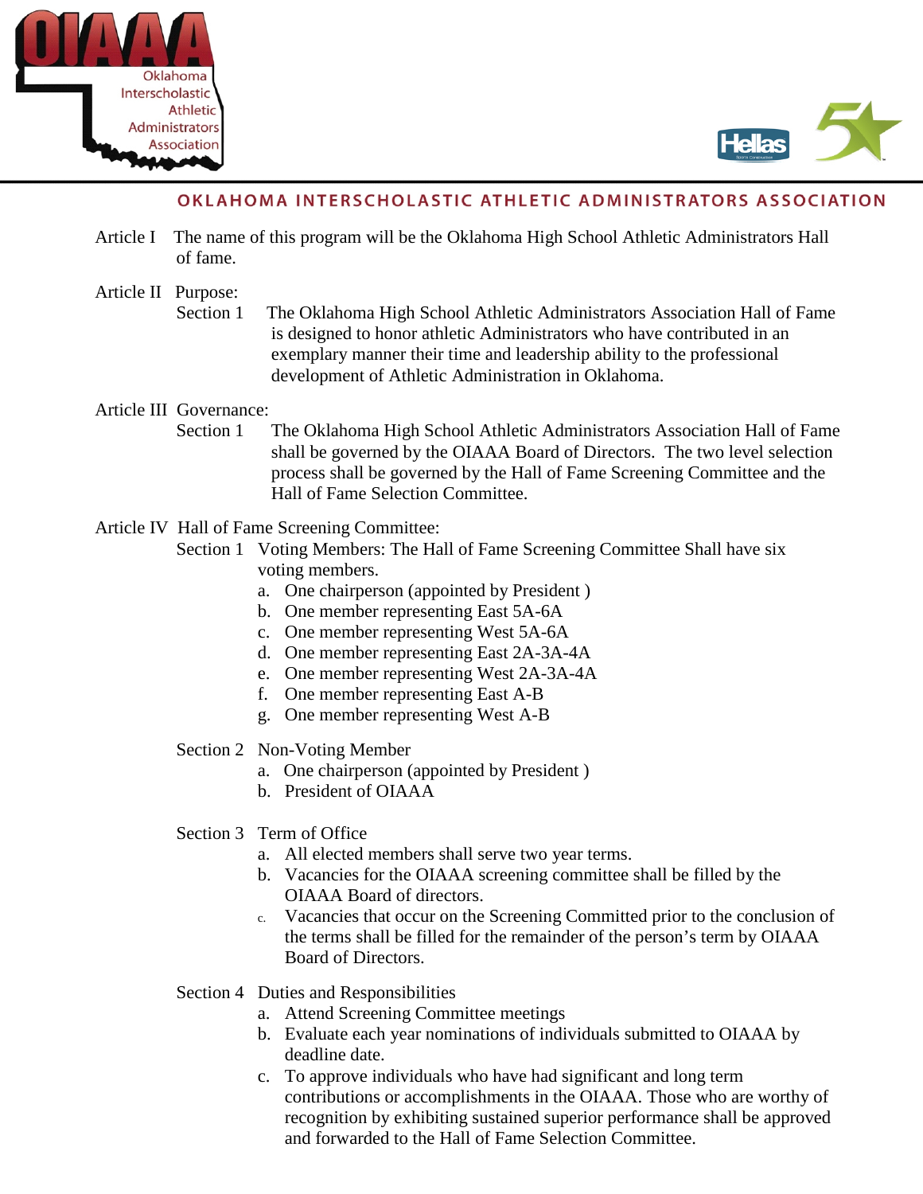# OKLAHOMA INTERSCHOLASTIC ATHLETIC ADMINISTRATORS ASSOCIATION

Article I The name of this program will be the Oklahoma High School Athletic Administrators Hall of fame.

Article II Purpose:

Section 1 The Oklahoma High School Athletic Administrators Association Hall of Fame is designed to honor athletic Administrators who have contributed in an exemplary manner their time and leadership ability to the professional development of Athletic Administration in Oklahoma.

Article III Governance:

Section 1 The Oklahoma High School Athletic Administrators Association Hall of Fame shall be governed by the OIAAA Board of Directors. The two level selection process shall be governed by the Hall of Fame Screening Committee and the Hall of Fame Selection Committee.

Article IV Hall of Fame Screening Committee:

Section 1 Voting Members: The Hall of Fame Screening Committee Shall have six voting members.

a. One chairperson (appointed by President )
b. One member representing East 5A-6A
c. One member representing West 5A-6A
d. One member representing East 2A-3A-4A
e. One member representing West 2A-3A-4A
f. One member representing East A-B
g. One member representing West A-B

Section 2 Non-Voting Member

a. One chairperson (appointed by President )
b. President of OIAAA

Section 3 Term of Office

a. All elected members shall serve two year terms.
b. Vacancies for the OIAAA screening committee shall be filled by the OIAAA Board of directors.
c. Vacancies that occur on the Screening Committed prior to the conclusion of the terms shall be filled for the remainder of the person's term by OIAAA Board of Directors.

Section 4 Duties and Responsibilities

a. Attend Screening Committee meetings
b. Evaluate each year nominations of individuals submitted to OIAAA by deadline date.
c. To approve individuals who have had significant and long term contributions or accomplishments in the OIAAA. Those who are worthy of recognition by exhibiting sustained superior performance shall be approved and forwarded to the Hall of Fame Selection Committee.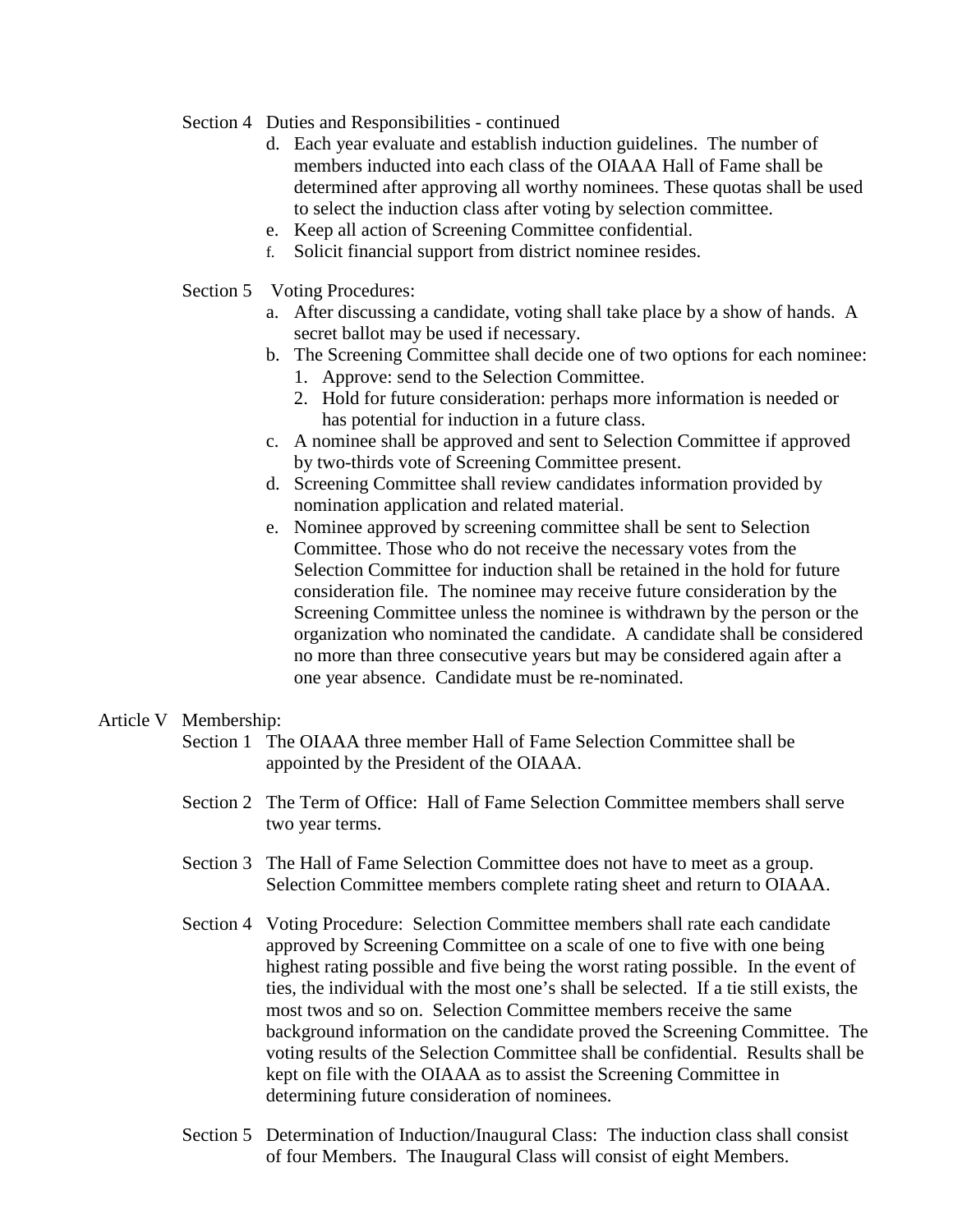Section 4 Duties and Responsibilities - continued

d. Each year evaluate and establish induction guidelines. The number of members inducted into each class of the OIAAA Hall of Fame shall be determined after approving all worthy nominees. These quotas shall be used to select the induction class after voting by selection committee.
e. Keep all action of Screening Committee confidential.
f. Solicit financial support from district nominee resides.

Section 5 Voting Procedures:

a. After discussing a candidate, voting shall take place by a show of hands. A secret ballot may be used if necessary.
b. The Screening Committee shall decide one of two options for each nominee:
    1. Approve: send to the Selection Committee.
    2. Hold for future consideration: perhaps more information is needed or has potential for induction in a future class.
c. A nominee shall be approved and sent to Selection Committee if approved by two-thirds vote of Screening Committee present.
d. Screening Committee shall review candidates information provided by nomination application and related material.
e. Nominee approved by screening committee shall be sent to Selection Committee. Those who do not receive the necessary votes from the Selection Committee for induction shall be retained in the hold for future consideration file. The nominee may receive future consideration by the Screening Committee unless the nominee is withdrawn by the person or the organization who nominated the candidate. A candidate shall be considered no more than three consecutive years but may be considered again after a one year absence. Candidate must be re-nominated.

Article V Membership:

Section 1 The OIAAA three member Hall of Fame Selection Committee shall be appointed by the President of the OIAAA.

Section 2 The Term of Office: Hall of Fame Selection Committee members shall serve two year terms.

Section 3 The Hall of Fame Selection Committee does not have to meet as a group. Selection Committee members complete rating sheet and return to OIAAA.

Section 4 Voting Procedure: Selection Committee members shall rate each candidate approved by Screening Committee on a scale of one to five with one being highest rating possible and five being the worst rating possible. In the event of ties, the individual with the most one's shall be selected. If a tie still exists, the most twos and so on. Selection Committee members receive the same background information on the candidate proved the Screening Committee. The voting results of the Selection Committee shall be confidential. Results shall be kept on file with the OIAAA as to assist the Screening Committee in determining future consideration of nominees.

Section 5 Determination of Induction/Inaugural Class: The induction class shall consist of four Members. The Inaugural Class will consist of eight Members.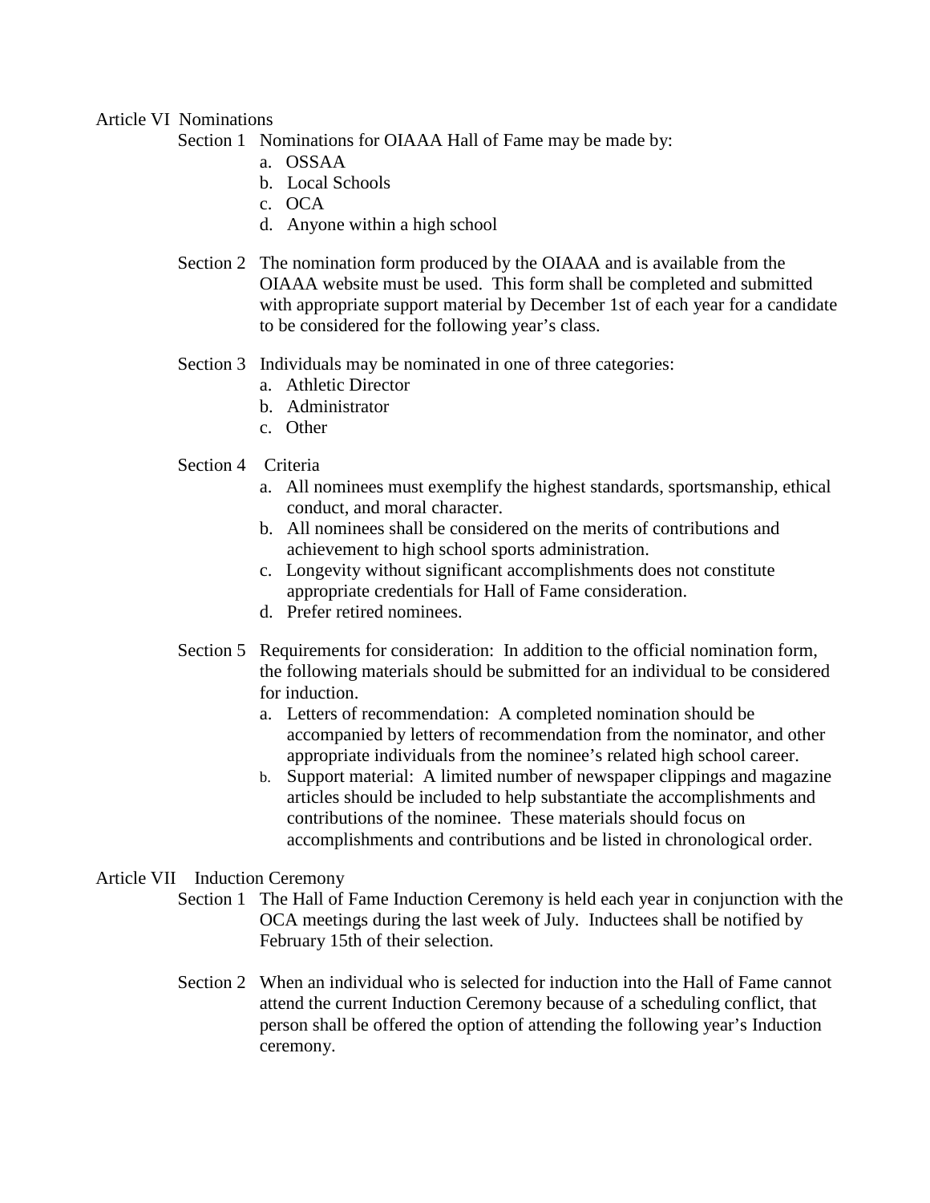## Article VI  Nominations

Section 1  Nominations for OIAAA Hall of Fame may be made by:

a. OSSAA
b. Local Schools
c. OCA
d. Anyone within a high school

Section 2  The nomination form produced by the OIAAA and is available from the OIAAA website must be used.  This form shall be completed and submitted with appropriate support material by December 1st of each year for a candidate to be considered for the following year's class.

Section 3  Individuals may be nominated in one of three categories:

a. Athletic Director
b. Administrator
c. Other

Section 4  Criteria

a. All nominees must exemplify the highest standards, sportsmanship, ethical conduct, and moral character.
b. All nominees shall be considered on the merits of contributions and achievement to high school sports administration.
c. Longevity without significant accomplishments does not constitute appropriate credentials for Hall of Fame consideration.
d. Prefer retired nominees.

Section 5  Requirements for consideration:  In addition to the official nomination form, the following materials should be submitted for an individual to be considered for induction.

a. Letters of recommendation:  A completed nomination should be accompanied by letters of recommendation from the nominator, and other appropriate individuals from the nominee's related high school career.
b. Support material:  A limited number of newspaper clippings and magazine articles should be included to help substantiate the accomplishments and contributions of the nominee.  These materials should focus on accomplishments and contributions and be listed in chronological order.

## Article VII  Induction Ceremony

Section 1  The Hall of Fame Induction Ceremony is held each year in conjunction with the OCA meetings during the last week of July.  Inductees shall be notified by February 15th of their selection.

Section 2  When an individual who is selected for induction into the Hall of Fame cannot attend the current Induction Ceremony because of a scheduling conflict, that person shall be offered the option of attending the following year's Induction ceremony.